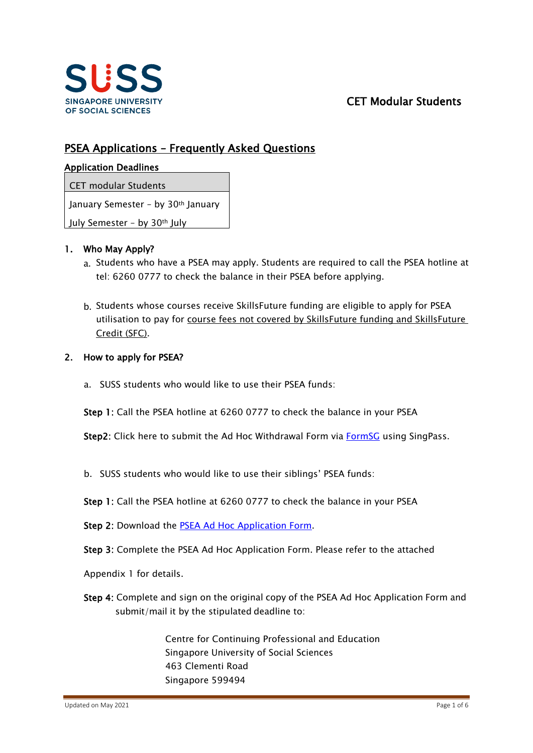SUSS
SINGAPORE UNIVERSITY OF SOCIAL SCIENCES

CET Modular Students

# PSEA Applications – Frequently Asked Questions

**Application Deadlines**

| CET modular Students |
| --- |
| January Semester – by 30th January |
| July Semester – by 30th July |

## 1. Who May Apply?

a. Students who have a PSEA may apply. Students are required to call the PSEA hotline at tel: 6260 0777 to check the balance in their PSEA before applying.

b. Students whose courses receive SkillsFuture funding are eligible to apply for PSEA utilisation to pay for course fees not covered by SkillsFuture funding and SkillsFuture Credit (SFC).

## 2. How to apply for PSEA?

a. SUSS students who would like to use their PSEA funds:

**Step 1:** Call the PSEA hotline at 6260 0777 to check the balance in your PSEA

**Step2:** Click here to submit the Ad Hoc Withdrawal Form via FormSG using SingPass.

b. SUSS students who would like to use their siblings' PSEA funds:

**Step 1:** Call the PSEA hotline at 6260 0777 to check the balance in your PSEA

**Step 2:** Download the PSEA Ad Hoc Application Form.

**Step 3:** Complete the PSEA Ad Hoc Application Form. Please refer to the attached Appendix 1 for details.

**Step 4:** Complete and sign on the original copy of the PSEA Ad Hoc Application Form and submit/mail it by the stipulated deadline to:

Centre for Continuing Professional and Education
Singapore University of Social Sciences
463 Clementi Road
Singapore 599494

Updated on May 2021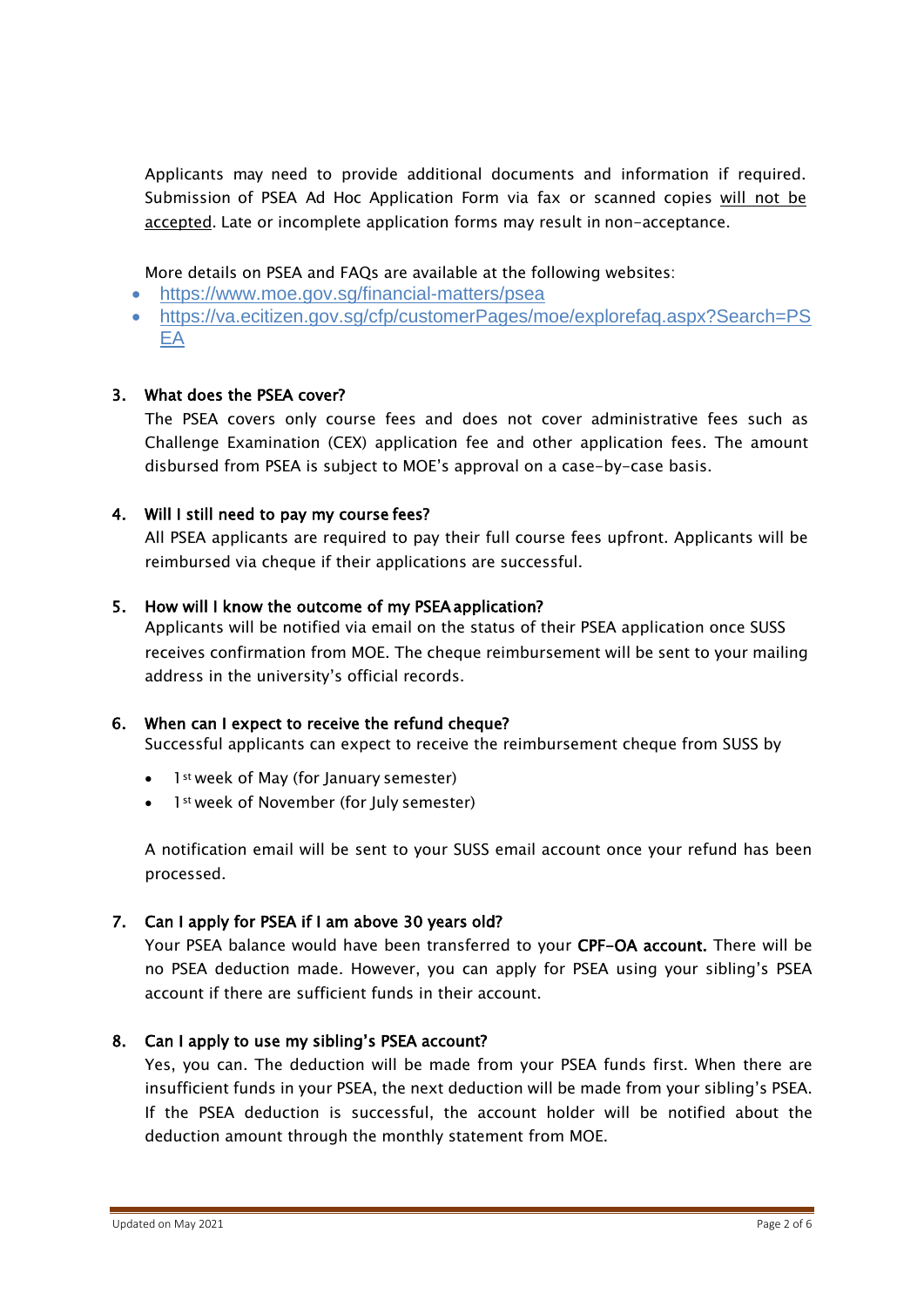Applicants may need to provide additional documents and information if required. Submission of PSEA Ad Hoc Application Form via fax or scanned copies <u>will not be accepted</u>. Late or incomplete application forms may result in non-acceptance.

More details on PSEA and FAQs are available at the following websites:

- https://www.moe.gov.sg/financial-matters/psea
- https://va.ecitizen.gov.sg/cfp/customerPages/moe/explorefaq.aspx?Search=PSEA

### 3. What does the PSEA cover?

The PSEA covers only course fees and does not cover administrative fees such as Challenge Examination (CEX) application fee and other application fees. The amount disbursed from PSEA is subject to MOE's approval on a case-by-case basis.

### 4. Will I still need to pay my course fees?

All PSEA applicants are required to pay their full course fees upfront. Applicants will be reimbursed via cheque if their applications are successful.

### 5. How will I know the outcome of my PSEA application?

Applicants will be notified via email on the status of their PSEA application once SUSS receives confirmation from MOE. The cheque reimbursement will be sent to your mailing address in the university's official records.

### 6. When can I expect to receive the refund cheque?

Successful applicants can expect to receive the reimbursement cheque from SUSS by

- 1st week of May (for January semester)
- 1st week of November (for July semester)

A notification email will be sent to your SUSS email account once your refund has been processed.

### 7. Can I apply for PSEA if I am above 30 years old?

Your PSEA balance would have been transferred to your **CPF-OA account.** There will be no PSEA deduction made. However, you can apply for PSEA using your sibling's PSEA account if there are sufficient funds in their account.

### 8. Can I apply to use my sibling's PSEA account?

Yes, you can. The deduction will be made from your PSEA funds first. When there are insufficient funds in your PSEA, the next deduction will be made from your sibling's PSEA. If the PSEA deduction is successful, the account holder will be notified about the deduction amount through the monthly statement from MOE.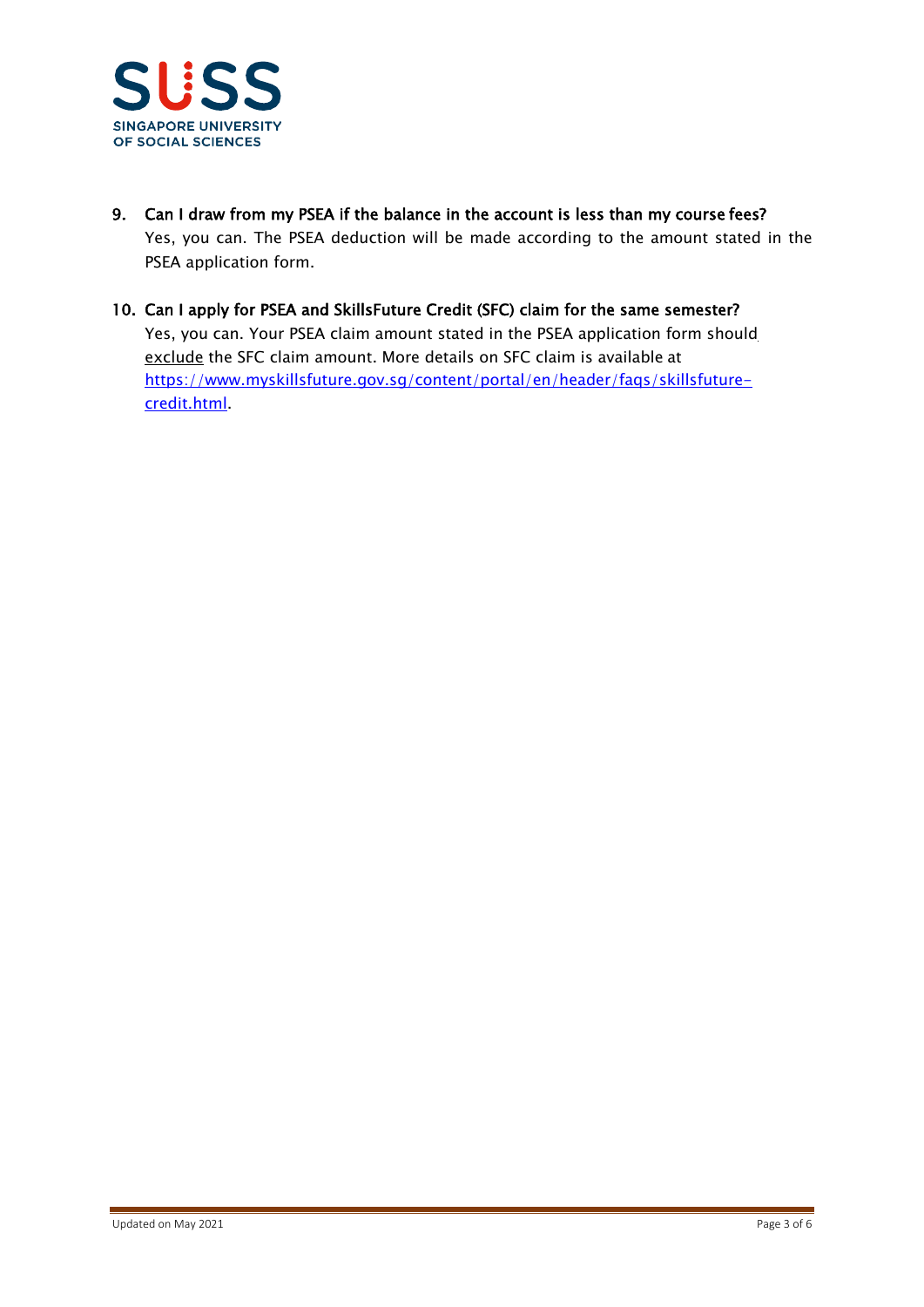9. **Can I draw from my PSEA if the balance in the account is less than my course fees?**
   Yes, you can. The PSEA deduction will be made according to the amount stated in the PSEA application form.

10. **Can I apply for PSEA and SkillsFuture Credit (SFC) claim for the same semester?**
    Yes, you can. Your PSEA claim amount stated in the PSEA application form should exclude the SFC claim amount. More details on SFC claim is available at [https://www.myskillsfuture.gov.sg/content/portal/en/header/faqs/skillsfuture-credit.html](https://www.myskillsfuture.gov.sg/content/portal/en/header/faqs/skillsfuture-credit.html).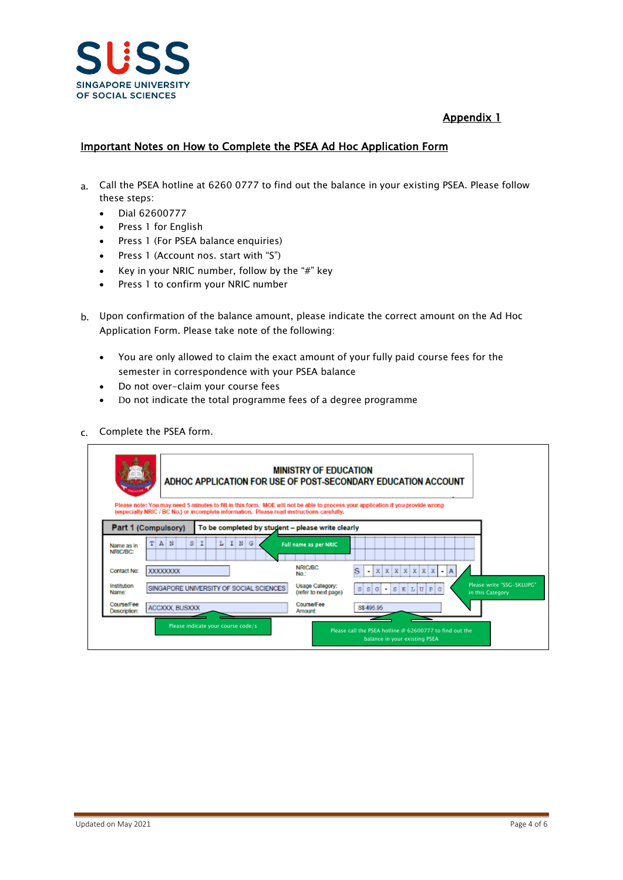**Appendix 1**

## Important Notes on How to Complete the PSEA Ad Hoc Application Form

a. Call the PSEA hotline at 6260 0777 to find out the balance in your existing PSEA. Please follow these steps:

- Dial 62600777
- Press 1 for English
- Press 1 (For PSEA balance enquiries)
- Press 1 (Account nos. start with "S")
- Key in your NRIC number, follow by the "#" key
- Press 1 to confirm your NRIC number

b. Upon confirmation of the balance amount, please indicate the correct amount on the Ad Hoc Application Form. Please take note of the following:

- You are only allowed to claim the exact amount of your fully paid course fees for the semester in correspondence with your PSEA balance
- Do not over-claim your course fees
- Do not indicate the total programme fees of a degree programme

c. Complete the PSEA form.

**MINISTRY OF EDUCATION**
**ADHOC APPLICATION FOR USE OF POST-SECONDARY EDUCATION ACCOUNT**

Please note: You may need 5 minutes to fill in this form. MOE will not be able to process your application if you provide wrong (especially NRIC / BC No.) or incomplete information. Please read instructions carefully.

**Part 1 (Compulsory)** To be completed by student – please write clearly

| Field | Entry | Field | Entry |
|---|---|---|---|
| Name as in NRIC/BC: | T A N S I L I N G (Full name as per NRIC) | | |
| Contact No: | XXXXXXXX | NRIC/BC No.: | S - X X X X X X X - A |
| Institution Name: | SINGAPORE UNIVERSITY OF SOCIAL SCIENCES | Usage Category: (refer to next page) | S S G - S K L U P G (Please write "SSG-SKLUPG" in this Category) |
| Course/Fee Description: | ACCXXX, BUSXXX (Please indicate your course code/s) | Course/Fee Amount: | S$ 495.95 (Please call the PSEA hotline @ 62600777 to find out the balance in your existing PSEA) |

Updated on May 2021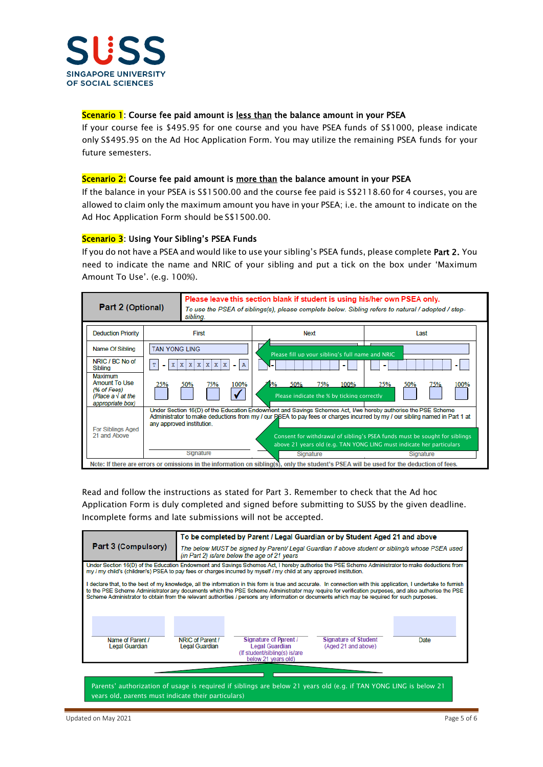SUSS
SINGAPORE UNIVERSITY OF SOCIAL SCIENCES

**Scenario 1: Course fee paid amount is less than the balance amount in your PSEA**

If your course fee is $495.95 for one course and you have PSEA funds of S$1000, please indicate only S$495.95 on the Ad Hoc Application Form. You may utilize the remaining PSEA funds for your future semesters.

**Scenario 2: Course fee paid amount is more than the balance amount in your PSEA**

If the balance in your PSEA is S$1500.00 and the course fee paid is S$2118.60 for 4 courses, you are allowed to claim only the maximum amount you have in your PSEA; i.e. the amount to indicate on the Ad Hoc Application Form should be S$1500.00.

**Scenario 3: Using Your Sibling's PSEA Funds**

If you do not have a PSEA and would like to use your sibling's PSEA funds, please complete **Part 2.** You need to indicate the name and NRIC of your sibling and put a tick on the box under 'Maximum Amount To Use'. (e.g. 100%).

| **Part 2 (Optional)** | **Please leave this section blank if student is using his/her own PSEA only.** *To use the PSEA of siblings(s), please complete below. Sibling refers to natural / adopted / step-sibling.* | | |
|---|---|---|---|
| Deduction Priority | First | Next | Last |
| Name Of Sibling | TAN YONG LING | | |
| NRIC / BC No of Sibling | T - XXXXXXX - A | - - | - - |
| Maximum Amount To Use *(% of Fees) (Place a √ at the appropriate box)* | 25% 50% 75% 100% ✓ | 25% 50% 75% 100% | 25% 50% 75% 100% |
| For Siblings Aged 21 and Above | Under Section 16(D) of the Education Endowment and Savings Schemes Act, I/we hereby authorise the PSE Scheme Administrator to make deductions from my / our PSEA to pay fees or charges incurred by my / our sibling named in Part 1 at any approved institution. Signature | Signature | Signature |

Note: If there are errors or omissions in the information on sibling(s), only the student's PSEA will be used for the deduction of fees.

Please fill up your sibling's full name and NRIC

Please indicate the % by ticking correctly

Consent for withdrawal of sibling's PSEA funds must be sought for siblings above 21 years old (e.g. TAN YONG LING must indicate her particulars

Read and follow the instructions as stated for Part 3. Remember to check that the Ad hoc Application Form is duly completed and signed before submitting to SUSS by the given deadline. Incomplete forms and late submissions will not be accepted.

| **Part 3 (Compulsory)** | **To be completed by Parent / Legal Guardian or by Student Aged 21 and above** *The below MUST be signed by Parent/ Legal Guardian if above student or sibling/s whose PSEA used (in Part 2) is/are below the age of 21 years* |
|---|---|

Under Section 16(D) of the Education Endowment and Savings Schemes Act, I hereby authorise the PSE Scheme Administrator to make deductions from my / my child's (children's) PSEA to pay fees or charges incurred by myself / my child at any approved institution.

I declare that, to the best of my knowledge, all the information in this form is true and accurate. In connection with this application, I undertake to furnish to the PSE Scheme Administrator any documents which the PSE Scheme Administrator may require for verification purposes, and also authorise the PSE Scheme Administrator to obtain from the relevant authorities / persons any information or documents which may be required for such purposes.

| Name of Parent / Legal Guardian | NRIC of Parent / Legal Guardian | Signature of Parent / Legal Guardian (If student/sibling(s) is/are below 21 years old) | Signature of Student (Aged 21 and above) | Date |
|---|---|---|---|---|
| | | | | |

Parents' authorization of usage is required if siblings are below 21 years old (e.g. if TAN YONG LING is below 21 years old, parents must indicate their particulars)

Updated on May 2021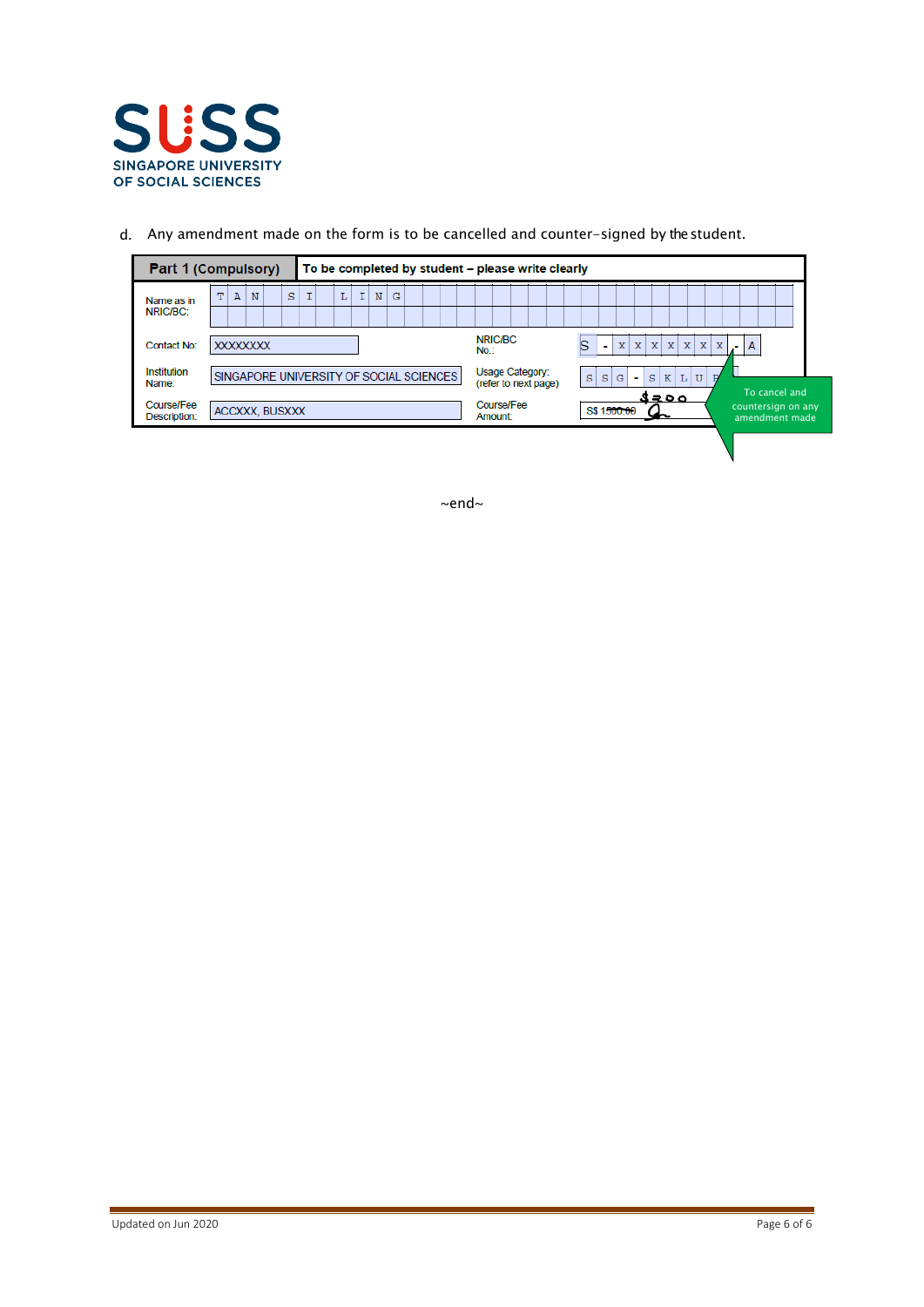d. Any amendment made on the form is to be cancelled and counter-signed by the student.

| Part 1 (Compulsory) | To be completed by student – please write clearly | | |
|---|---|---|---|
| Name as in NRIC/BC: | T A N S I L I N G | | |
| Contact No: | XXXXXXXX | NRIC/BC No.: | S - x x x x x x x - A |
| Institution Name: | SINGAPORE UNIVERSITY OF SOCIAL SCIENCES | Usage Category: (refer to next page) | S S G - S K L U P |
| Course/Fee Description: | ACCXXX, BUSXXX | Course/Fee Amount: | S$ ~~1500.00~~ $300 |

To cancel and countersign on any amendment made

~end~